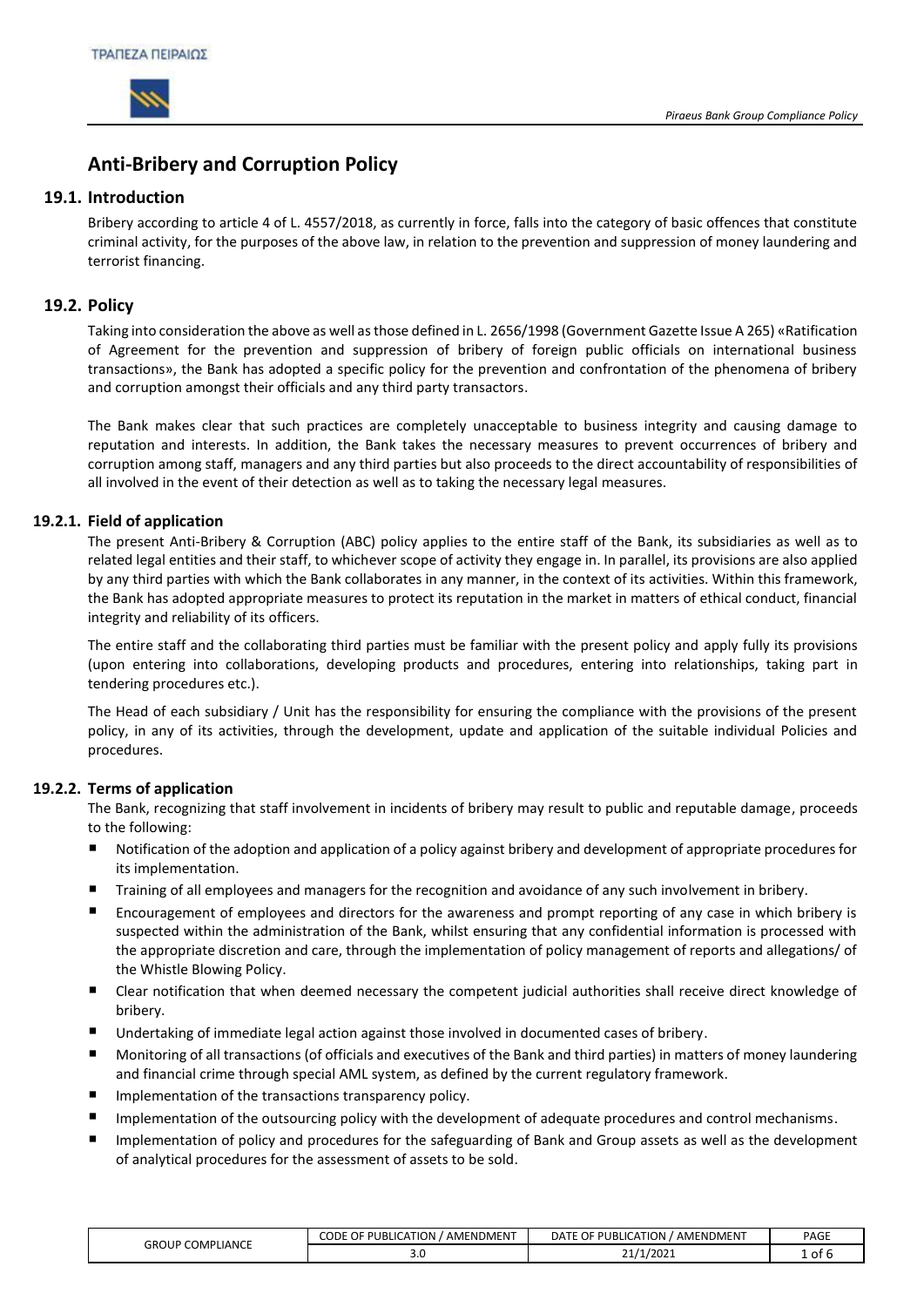# Anti-Bribery and Corruption Policy

## 19.1. Introduction

Bribery according to article 4 of L. 4557/2018, as currently in force, falls into the category of basic offences that constitute criminal activity, for the purposes of the above law, in relation to the prevention and suppression of money laundering and terrorist financing.

## 19.2. Policy

Taking into consideration the above as well as those defined in L. 2656/1998 (Government Gazette Issue A 265) «Ratification of Agreement for the prevention and suppression of bribery of foreign public officials on international business transactions», the Bank has adopted a specific policy for the prevention and confrontation of the phenomena of bribery and corruption amongst their officials and any third party transactors.

The Bank makes clear that such practices are completely unacceptable to business integrity and causing damage to reputation and interests. In addition, the Bank takes the necessary measures to prevent occurrences of bribery and corruption among staff, managers and any third parties but also proceeds to the direct accountability of responsibilities of all involved in the event of their detection as well as to taking the necessary legal measures.

### 19.2.1. Field of application

The present Anti-Bribery & Corruption (ABC) policy applies to the entire staff of the Bank, its subsidiaries as well as to related legal entities and their staff, to whichever scope of activity they engage in. In parallel, its provisions are also applied by any third parties with which the Bank collaborates in any manner, in the context of its activities. Within this framework, the Bank has adopted appropriate measures to protect its reputation in the market in matters of ethical conduct, financial integrity and reliability of its officers.

The entire staff and the collaborating third parties must be familiar with the present policy and apply fully its provisions (upon entering into collaborations, developing products and procedures, entering into relationships, taking part in tendering procedures etc.).

The Head of each subsidiary / Unit has the responsibility for ensuring the compliance with the provisions of the present policy, in any of its activities, through the development, update and application of the suitable individual Policies and procedures.

### 19.2.2. Terms of application

The Bank, recognizing that staff involvement in incidents of bribery may result to public and reputable damage, proceeds to the following:

- Notification of the adoption and application of a policy against bribery and development of appropriate procedures for its implementation.
- Training of all employees and managers for the recognition and avoidance of any such involvement in bribery.
- Encouragement of employees and directors for the awareness and prompt reporting of any case in which bribery is suspected within the administration of the Bank, whilst ensuring that any confidential information is processed with the appropriate discretion and care, through the implementation of policy management of reports and allegations/ of the Whistle Blowing Policy.
- Clear notification that when deemed necessary the competent judicial authorities shall receive direct knowledge of bribery.
- Undertaking of immediate legal action against those involved in documented cases of bribery.
- Monitoring of all transactions (of officials and executives of the Bank and third parties) in matters of money laundering and financial crime through special AML system, as defined by the current regulatory framework.
- Implementation of the transactions transparency policy.
- Implementation of the outsourcing policy with the development of adequate procedures and control mechanisms.
- Implementation of policy and procedures for the safeguarding of Bank and Group assets as well as the development of analytical procedures for the assessment of assets to be sold.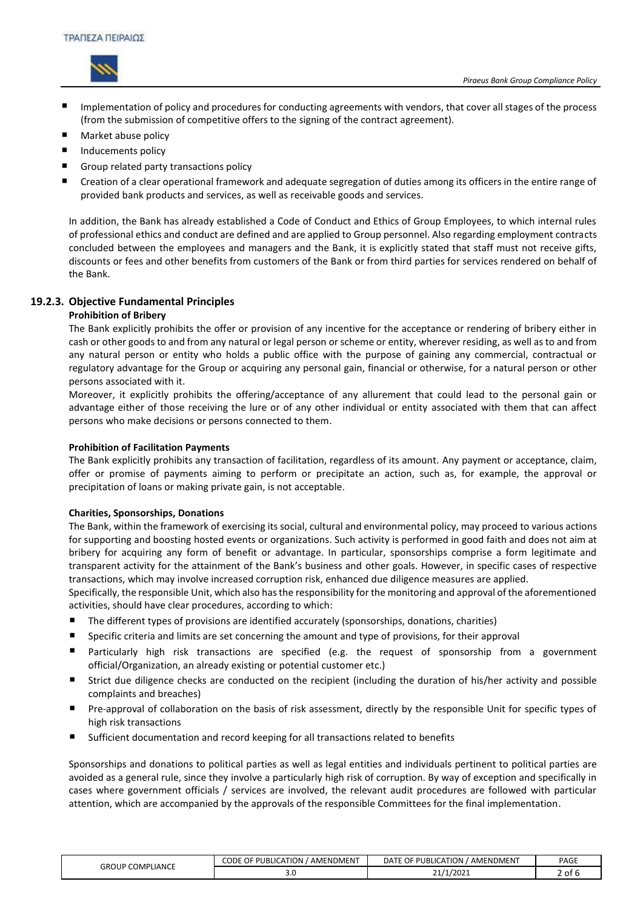- Implementation of policy and procedures for conducting agreements with vendors, that cover all stages of the process (from the submission of competitive offers to the signing of the contract agreement).
- Market abuse policy
- Inducements policy
- Group related party transactions policy
- Creation of a clear operational framework and adequate segregation of duties among its officers in the entire range of provided bank products and services, as well as receivable goods and services.

In addition, the Bank has already established a Code of Conduct and Ethics of Group Employees, to which internal rules of professional ethics and conduct are defined and are applied to Group personnel. Also regarding employment contracts concluded between the employees and managers and the Bank, it is explicitly stated that staff must not receive gifts, discounts or fees and other benefits from customers of the Bank or from third parties for services rendered on behalf of the Bank.

### 19.2.3. Objective Fundamental Principles

**Prohibition of Bribery**

The Bank explicitly prohibits the offer or provision of any incentive for the acceptance or rendering of bribery either in cash or other goods to and from any natural or legal person or scheme or entity, wherever residing, as well as to and from any natural person or entity who holds a public office with the purpose of gaining any commercial, contractual or regulatory advantage for the Group or acquiring any personal gain, financial or otherwise, for a natural person or other persons associated with it.

Moreover, it explicitly prohibits the offering/acceptance of any allurement that could lead to the personal gain or advantage either of those receiving the lure or of any other individual or entity associated with them that can affect persons who make decisions or persons connected to them.

**Prohibition of Facilitation Payments**

The Bank explicitly prohibits any transaction of facilitation, regardless of its amount. Any payment or acceptance, claim, offer or promise of payments aiming to perform or precipitate an action, such as, for example, the approval or precipitation of loans or making private gain, is not acceptable.

**Charities, Sponsorships, Donations**

The Bank, within the framework of exercising its social, cultural and environmental policy, may proceed to various actions for supporting and boosting hosted events or organizations. Such activity is performed in good faith and does not aim at bribery for acquiring any form of benefit or advantage. In particular, sponsorships comprise a form legitimate and transparent activity for the attainment of the Bank's business and other goals. However, in specific cases of respective transactions, which may involve increased corruption risk, enhanced due diligence measures are applied.

Specifically, the responsible Unit, which also has the responsibility for the monitoring and approval of the aforementioned activities, should have clear procedures, according to which:

- The different types of provisions are identified accurately (sponsorships, donations, charities)
- Specific criteria and limits are set concerning the amount and type of provisions, for their approval
- Particularly high risk transactions are specified (e.g. the request of sponsorship from a government official/Organization, an already existing or potential customer etc.)
- Strict due diligence checks are conducted on the recipient (including the duration of his/her activity and possible complaints and breaches)
- Pre-approval of collaboration on the basis of risk assessment, directly by the responsible Unit for specific types of high risk transactions
- Sufficient documentation and record keeping for all transactions related to benefits

Sponsorships and donations to political parties as well as legal entities and individuals pertinent to political parties are avoided as a general rule, since they involve a particularly high risk of corruption. By way of exception and specifically in cases where government officials / services are involved, the relevant audit procedures are followed with particular attention, which are accompanied by the approvals of the responsible Committees for the final implementation.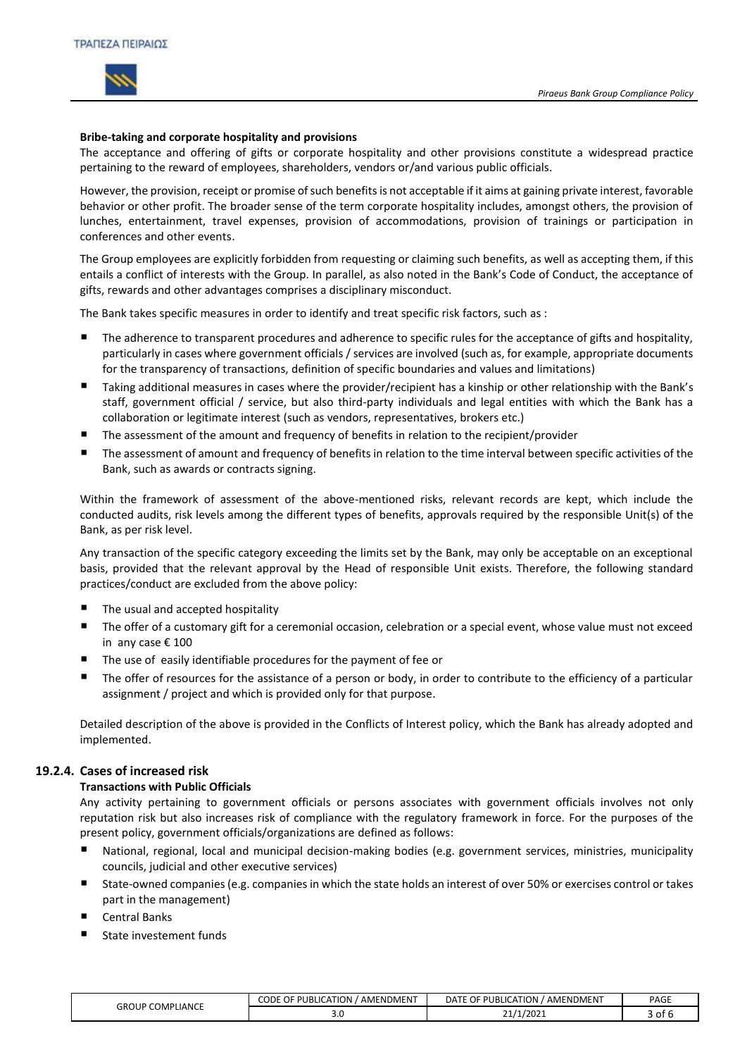**Bribe-taking and corporate hospitality and provisions**

The acceptance and offering of gifts or corporate hospitality and other provisions constitute a widespread practice pertaining to the reward of employees, shareholders, vendors or/and various public officials.

However, the provision, receipt or promise of such benefits is not acceptable if it aims at gaining private interest, favorable behavior or other profit. The broader sense of the term corporate hospitality includes, amongst others, the provision of lunches, entertainment, travel expenses, provision of accommodations, provision of trainings or participation in conferences and other events.

The Group employees are explicitly forbidden from requesting or claiming such benefits, as well as accepting them, if this entails a conflict of interests with the Group. In parallel, as also noted in the Bank's Code of Conduct, the acceptance of gifts, rewards and other advantages comprises a disciplinary misconduct.

The Bank takes specific measures in order to identify and treat specific risk factors, such as :

- The adherence to transparent procedures and adherence to specific rules for the acceptance of gifts and hospitality, particularly in cases where government officials / services are involved (such as, for example, appropriate documents for the transparency of transactions, definition of specific boundaries and values and limitations)
- Taking additional measures in cases where the provider/recipient has a kinship or other relationship with the Bank's staff, government official / service, but also third-party individuals and legal entities with which the Bank has a collaboration or legitimate interest (such as vendors, representatives, brokers etc.)
- The assessment of the amount and frequency of benefits in relation to the recipient/provider
- The assessment of amount and frequency of benefits in relation to the time interval between specific activities of the Bank, such as awards or contracts signing.

Within the framework of assessment of the above-mentioned risks, relevant records are kept, which include the conducted audits, risk levels among the different types of benefits, approvals required by the responsible Unit(s) of the Bank, as per risk level.

Any transaction of the specific category exceeding the limits set by the Bank, may only be acceptable on an exceptional basis, provided that the relevant approval by the Head of responsible Unit exists. Therefore, the following standard practices/conduct are excluded from the above policy:

- The usual and accepted hospitality
- The offer of a customary gift for a ceremonial occasion, celebration or a special event, whose value must not exceed in any case € 100
- The use of easily identifiable procedures for the payment of fee or
- The offer of resources for the assistance of a person or body, in order to contribute to the efficiency of a particular assignment / project and which is provided only for that purpose.

Detailed description of the above is provided in the Conflicts of Interest policy, which the Bank has already adopted and implemented.

### 19.2.4. Cases of increased risk

**Transactions with Public Officials**

Any activity pertaining to government officials or persons associates with government officials involves not only reputation risk but also increases risk of compliance with the regulatory framework in force. For the purposes of the present policy, government officials/organizations are defined as follows:

- National, regional, local and municipal decision-making bodies (e.g. government services, ministries, municipality councils, judicial and other executive services)
- State-owned companies (e.g. companies in which the state holds an interest of over 50% or exercises control or takes part in the management)
- Central Banks
- State investement funds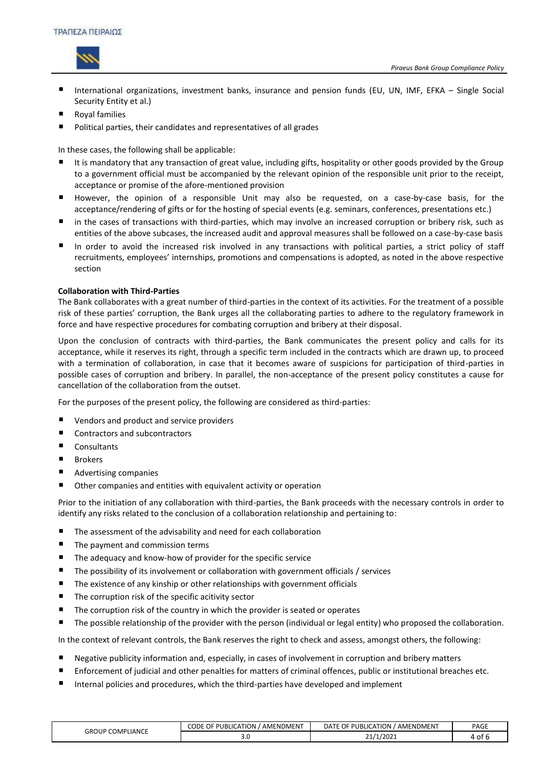- International organizations, investment banks, insurance and pension funds (EU, UN, IMF, EFKA – Single Social Security Entity et al.)
- Royal families
- Political parties, their candidates and representatives of all grades

In these cases, the following shall be applicable:

- It is mandatory that any transaction of great value, including gifts, hospitality or other goods provided by the Group to a government official must be accompanied by the relevant opinion of the responsible unit prior to the receipt, acceptance or promise of the afore-mentioned provision
- However, the opinion of a responsible Unit may also be requested, on a case-by-case basis, for the acceptance/rendering of gifts or for the hosting of special events (e.g. seminars, conferences, presentations etc.)
- in the cases of transactions with third-parties, which may involve an increased corruption or bribery risk, such as entities of the above subcases, the increased audit and approval measures shall be followed on a case-by-case basis
- In order to avoid the increased risk involved in any transactions with political parties, a strict policy of staff recruitments, employees' internships, promotions and compensations is adopted, as noted in the above respective section

**Collaboration with Third-Parties**

The Bank collaborates with a great number of third-parties in the context of its activities. For the treatment of a possible risk of these parties' corruption, the Bank urges all the collaborating parties to adhere to the regulatory framework in force and have respective procedures for combating corruption and bribery at their disposal.

Upon the conclusion of contracts with third-parties, the Bank communicates the present policy and calls for its acceptance, while it reserves its right, through a specific term included in the contracts which are drawn up, to proceed with a termination of collaboration, in case that it becomes aware of suspicions for participation of third-parties in possible cases of corruption and bribery. In parallel, the non-acceptance of the present policy constitutes a cause for cancellation of the collaboration from the outset.

For the purposes of the present policy, the following are considered as third-parties:

- Vendors and product and service providers
- Contractors and subcontractors
- Consultants
- Brokers
- Advertising companies
- Other companies and entities with equivalent activity or operation

Prior to the initiation of any collaboration with third-parties, the Bank proceeds with the necessary controls in order to identify any risks related to the conclusion of a collaboration relationship and pertaining to:

- The assessment of the advisability and need for each collaboration
- The payment and commission terms
- The adequacy and know-how of provider for the specific service
- The possibility of its involvement or collaboration with government officials / services
- The existence of any kinship or other relationships with government officials
- The corruption risk of the specific acitivity sector
- The corruption risk of the country in which the provider is seated or operates
- The possible relationship of the provider with the person (individual or legal entity) who proposed the collaboration.

In the context of relevant controls, the Bank reserves the right to check and assess, amongst others, the following:

- Negative publicity information and, especially, in cases of involvement in corruption and bribery matters
- Enforcement of judicial and other penalties for matters of criminal offences, public or institutional breaches etc.
- Internal policies and procedures, which the third-parties have developed and implement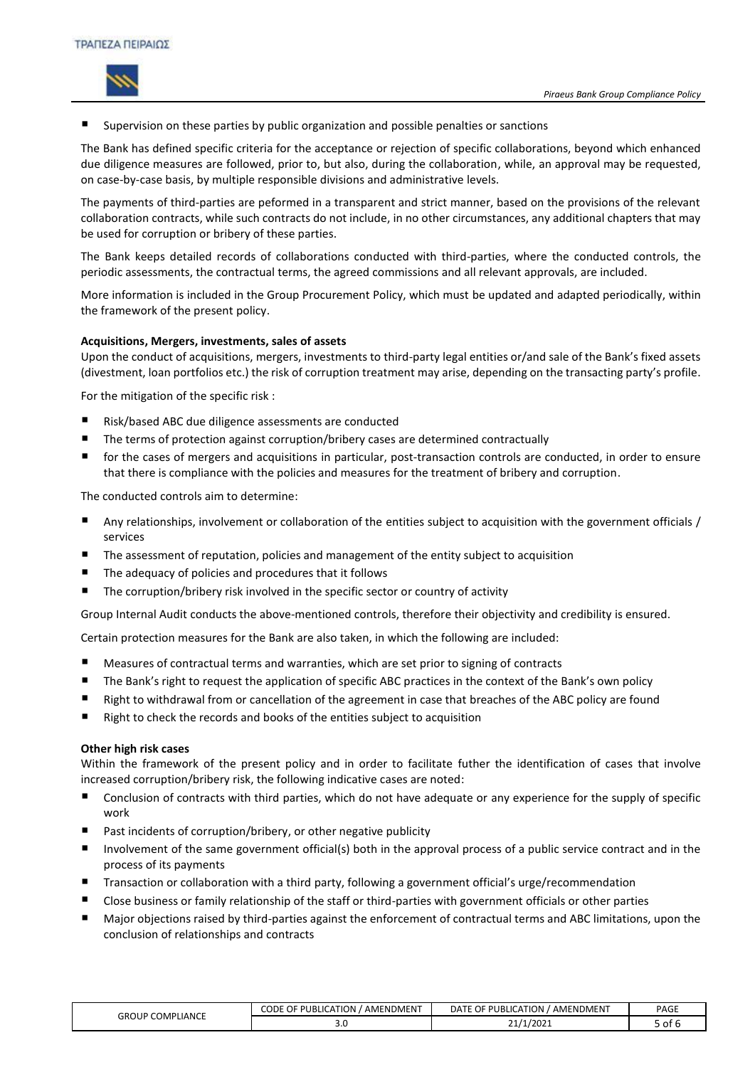- Supervision on these parties by public organization and possible penalties or sanctions

The Bank has defined specific criteria for the acceptance or rejection of specific collaborations, beyond which enhanced due diligence measures are followed, prior to, but also, during the collaboration, while, an approval may be requested, on case-by-case basis, by multiple responsible divisions and administrative levels.

The payments of third-parties are peformed in a transparent and strict manner, based on the provisions of the relevant collaboration contracts, while such contracts do not include, in no other circumstances, any additional chapters that may be used for corruption or bribery of these parties.

The Bank keeps detailed records of collaborations conducted with third-parties, where the conducted controls, the periodic assessments, the contractual terms, the agreed commissions and all relevant approvals, are included.

More information is included in the Group Procurement Policy, which must be updated and adapted periodically, within the framework of the present policy.

**Acquisitions, Mergers, investments, sales of assets**

Upon the conduct of acquisitions, mergers, investments to third-party legal entities or/and sale of the Bank's fixed assets (divestment, loan portfolios etc.) the risk of corruption treatment may arise, depending on the transacting party's profile.

For the mitigation of the specific risk :

- Risk/based ABC due diligence assessments are conducted
- The terms of protection against corruption/bribery cases are determined contractually
- for the cases of mergers and acquisitions in particular, post-transaction controls are conducted, in order to ensure that there is compliance with the policies and measures for the treatment of bribery and corruption.

The conducted controls aim to determine:

- Any relationships, involvement or collaboration of the entities subject to acquisition with the government officials / services
- The assessment of reputation, policies and management of the entity subject to acquisition
- The adequacy of policies and procedures that it follows
- The corruption/bribery risk involved in the specific sector or country of activity

Group Internal Audit conducts the above-mentioned controls, therefore their objectivity and credibility is ensured.

Certain protection measures for the Bank are also taken, in which the following are included:

- Measures of contractual terms and warranties, which are set prior to signing of contracts
- The Bank's right to request the application of specific ABC practices in the context of the Bank's own policy
- Right to withdrawal from or cancellation of the agreement in case that breaches of the ABC policy are found
- Right to check the records and books of the entities subject to acquisition

**Other high risk cases**

Within the framework of the present policy and in order to facilitate futher the identification of cases that involve increased corruption/bribery risk, the following indicative cases are noted:

- Conclusion of contracts with third parties, which do not have adequate or any experience for the supply of specific work
- Past incidents of corruption/bribery, or other negative publicity
- Involvement of the same government official(s) both in the approval process of a public service contract and in the process of its payments
- Transaction or collaboration with a third party, following a government official's urge/recommendation
- Close business or family relationship of the staff or third-parties with government officials or other parties
- Major objections raised by third-parties against the enforcement of contractual terms and ABC limitations, upon the conclusion of relationships and contracts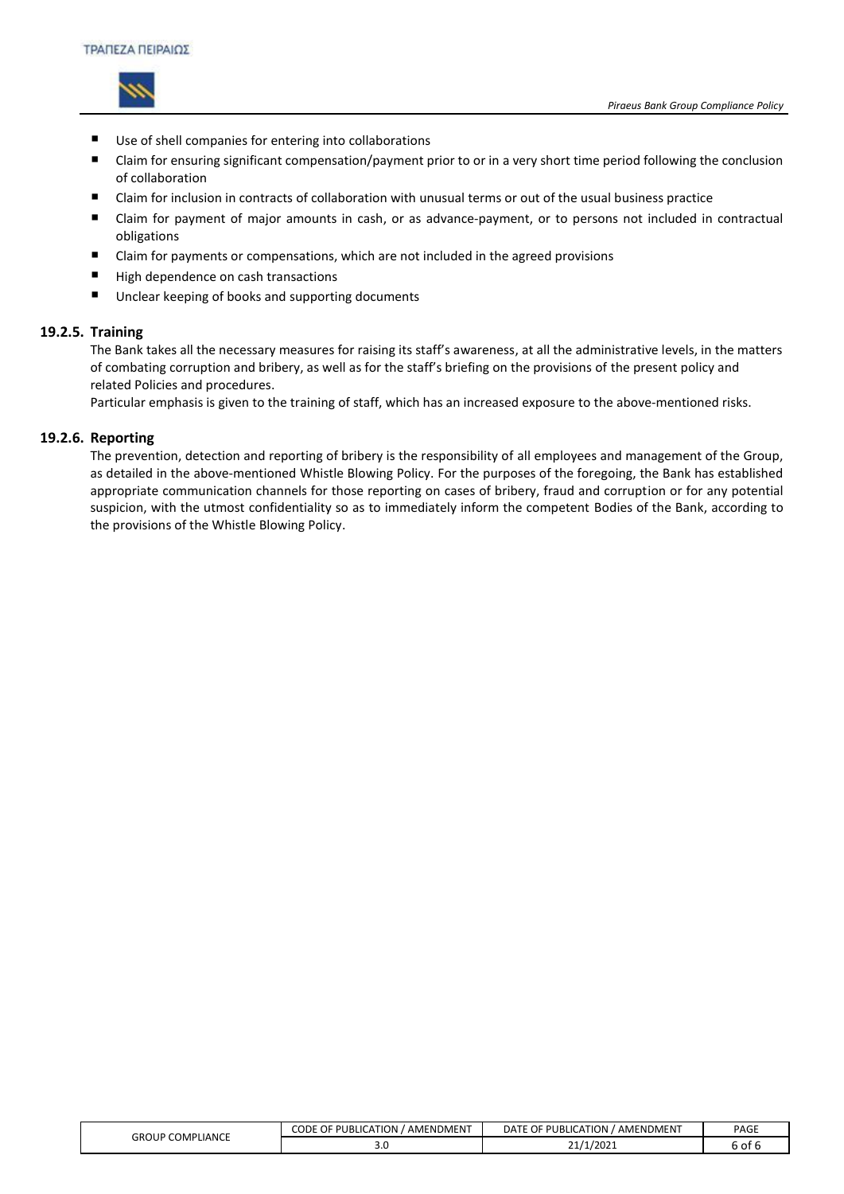- Use of shell companies for entering into collaborations
- Claim for ensuring significant compensation/payment prior to or in a very short time period following the conclusion of collaboration
- Claim for inclusion in contracts of collaboration with unusual terms or out of the usual business practice
- Claim for payment of major amounts in cash, or as advance-payment, or to persons not included in contractual obligations
- Claim for payments or compensations, which are not included in the agreed provisions
- High dependence on cash transactions
- Unclear keeping of books and supporting documents

### 19.2.5. Training

The Bank takes all the necessary measures for raising its staff's awareness, at all the administrative levels, in the matters of combating corruption and bribery, as well as for the staff's briefing on the provisions of the present policy and related Policies and procedures.

Particular emphasis is given to the training of staff, which has an increased exposure to the above-mentioned risks.

### 19.2.6. Reporting

The prevention, detection and reporting of bribery is the responsibility of all employees and management of the Group, as detailed in the above-mentioned Whistle Blowing Policy. For the purposes of the foregoing, the Bank has established appropriate communication channels for those reporting on cases of bribery, fraud and corruption or for any potential suspicion, with the utmost confidentiality so as to immediately inform the competent Bodies of the Bank, according to the provisions of the Whistle Blowing Policy.